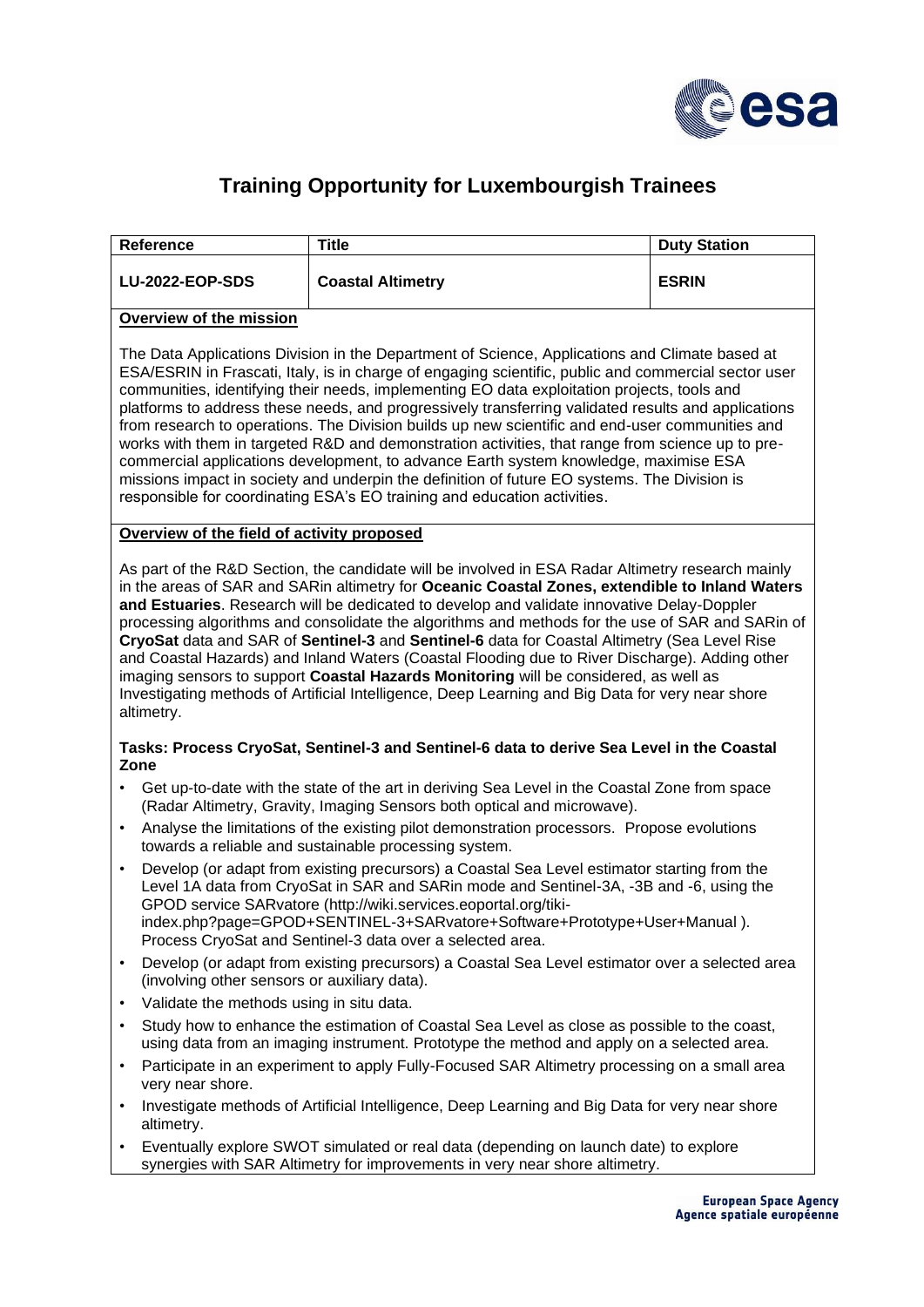# Training Opportunity for Luxembourgish Trainees

| Reference | Title | Duty Station |
|---|---|---|
| **LU-2022-EOP-SDS** | **Coastal Altimetry** | **ESRIN** |

**Overview of the mission**

The Data Applications Division in the Department of Science, Applications and Climate based at ESA/ESRIN in Frascati, Italy, is in charge of engaging scientific, public and commercial sector user communities, identifying their needs, implementing EO data exploitation projects, tools and platforms to address these needs, and progressively transferring validated results and applications from research to operations. The Division builds up new scientific and end-user communities and works with them in targeted R&D and demonstration activities, that range from science up to pre-commercial applications development, to advance Earth system knowledge, maximise ESA missions impact in society and underpin the definition of future EO systems. The Division is responsible for coordinating ESA's EO training and education activities.

**Overview of the field of activity proposed**

As part of the R&D Section, the candidate will be involved in ESA Radar Altimetry research mainly in the areas of SAR and SARin altimetry for **Oceanic Coastal Zones, extendible to Inland Waters and Estuaries**. Research will be dedicated to develop and validate innovative Delay-Doppler processing algorithms and consolidate the algorithms and methods for the use of SAR and SARin of **CryoSat** data and SAR of **Sentinel-3** and **Sentinel-6** data for Coastal Altimetry (Sea Level Rise and Coastal Hazards) and Inland Waters (Coastal Flooding due to River Discharge). Adding other imaging sensors to support **Coastal Hazards Monitoring** will be considered, as well as Investigating methods of Artificial Intelligence, Deep Learning and Big Data for very near shore altimetry.

**Tasks: Process CryoSat, Sentinel-3 and Sentinel-6 data to derive Sea Level in the Coastal Zone**

- Get up-to-date with the state of the art in deriving Sea Level in the Coastal Zone from space (Radar Altimetry, Gravity, Imaging Sensors both optical and microwave).
- Analyse the limitations of the existing pilot demonstration processors. Propose evolutions towards a reliable and sustainable processing system.
- Develop (or adapt from existing precursors) a Coastal Sea Level estimator starting from the Level 1A data from CryoSat in SAR and SARin mode and Sentinel-3A, -3B and -6, using the GPOD service SARvatore (http://wiki.services.eoportal.org/tiki-index.php?page=GPOD+SENTINEL-3+SARvatore+Software+Prototype+User+Manual ). Process CryoSat and Sentinel-3 data over a selected area.
- Develop (or adapt from existing precursors) a Coastal Sea Level estimator over a selected area (involving other sensors or auxiliary data).
- Validate the methods using in situ data.
- Study how to enhance the estimation of Coastal Sea Level as close as possible to the coast, using data from an imaging instrument. Prototype the method and apply on a selected area.
- Participate in an experiment to apply Fully-Focused SAR Altimetry processing on a small area very near shore.
- Investigate methods of Artificial Intelligence, Deep Learning and Big Data for very near shore altimetry.
- Eventually explore SWOT simulated or real data (depending on launch date) to explore synergies with SAR Altimetry for improvements in very near shore altimetry.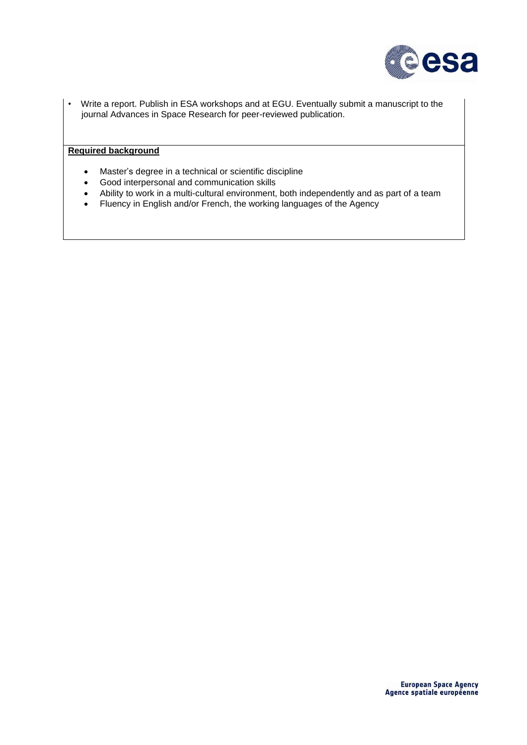- Write a report. Publish in ESA workshops and at EGU. Eventually submit a manuscript to the journal Advances in Space Research for peer-reviewed publication.

**Required background**

- Master's degree in a technical or scientific discipline
- Good interpersonal and communication skills
- Ability to work in a multi-cultural environment, both independently and as part of a team
- Fluency in English and/or French, the working languages of the Agency